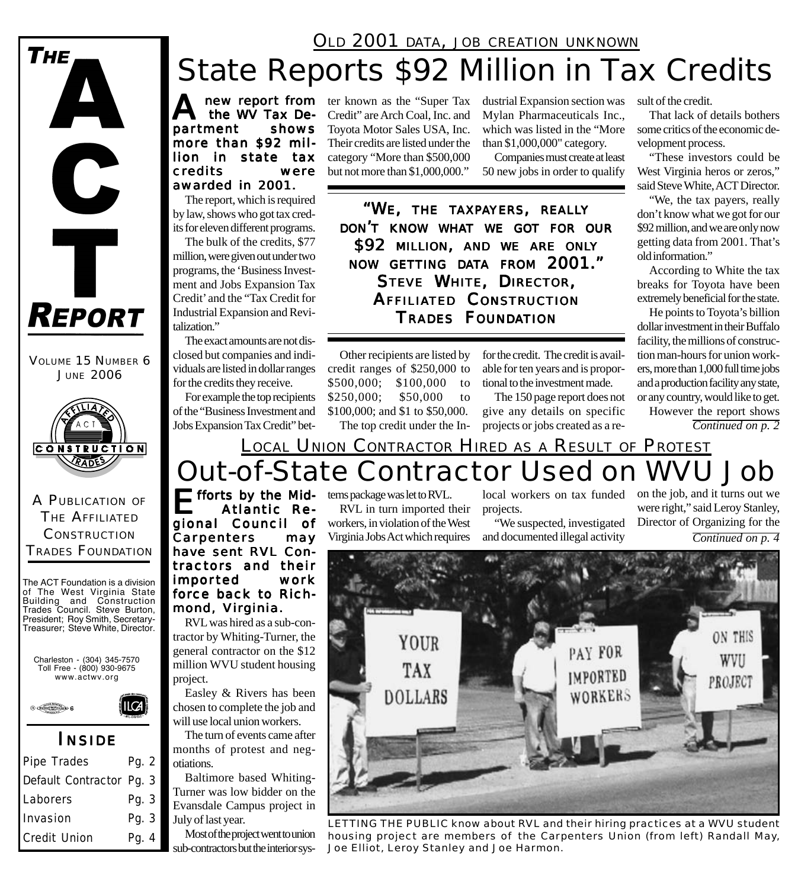# THE ACT REPORT

VOLUME 15 NUMBER 6
JUNE 2006

A PUBLICATION OF THE AFFILIATED CONSTRUCTION TRADES FOUNDATION

The ACT Foundation is a division of The West Virginia State Building and Construction Trades Council. Steve Burton, President; Roy Smith, Secretary-Treasurer; Steve White, Director.

Charleston - (304) 345-7570
Toll Free - (800) 930-9675
www.actwv.org

## INSIDE

| | |
|---|---|
| Pipe Trades | Pg. 2 |
| Default Contractor | Pg. 3 |
| Laborers | Pg. 3 |
| Invasion | Pg. 3 |
| Credit Union | Pg. 4 |

OLD 2001 DATA, JOB CREATION UNKNOWN

# State Reports $92 Million in Tax Credits

**A new report from the WV Tax Department shows more than $92 million in state tax credits were awarded in 2001.**

The report, which is required by law, shows who got tax credits for eleven different programs.

The bulk of the credits, $77 million, were given out under two programs, the 'Business Investment and Jobs Expansion Tax Credit' and the "Tax Credit for Industrial Expansion and Revitalization."

The exact amounts are not disclosed but companies and individuals are listed in dollar ranges for the credits they receive.

For example the top recipients of the "Business Investment and Jobs Expansion Tax Credit" better known as the "Super Tax Credit" are Arch Coal, Inc. and Toyota Motor Sales USA, Inc. Their credits are listed under the category "More than $500,000 but not more than $1,000,000."

Other recipients are listed by credit ranges of $250,000 to $500,000; $100,000 to $250,000; $50,000 to $100,000; and $1 to $50,000.

The top credit under the Industrial Expansion section was Mylan Pharmaceuticals Inc., which was listed in the "More than $1,000,000" category.

Companies must create at least 50 new jobs in order to qualify for the credit. The credit is available for ten years and is proportional to the investment made.

> **"WE, THE TAXPAYERS, REALLY DON'T KNOW WHAT WE GOT FOR OUR $92 MILLION, AND WE ARE ONLY NOW GETTING DATA FROM 2001."**
> **STEVE WHITE, DIRECTOR, AFFILIATED CONSTRUCTION TRADES FOUNDATION**

The 150 page report does not give any details on specific projects or jobs created as a result of the credit.

That lack of details bothers some critics of the economic development process.

"These investors could be West Virginia heros or zeros," said Steve White, ACT Director.

"We, the tax payers, really don't know what we got for our $92 million, and we are only now getting data from 2001. That's old information."

According to White the tax breaks for Toyota have been extremely beneficial for the state.

He points to Toyota's billion dollar investment in their Buffalo facility, the millions of construction man-hours for union workers, more than 1,000 full time jobs and a production facility any state, or any country, would like to get.

However the report shows

*Continued on p. 2*

LOCAL UNION CONTRACTOR HIRED AS A RESULT OF PROTEST

# Out-of-State Contractor Used on WVU Job

**Efforts by the Mid-Atlantic Regional Council of Carpenters may have sent RVL Contractors and their imported work force back to Richmond, Virginia.**

RVL was hired as a sub-contractor by Whiting-Turner, the general contractor on the $12 million WVU student housing project.

Easley & Rivers has been chosen to complete the job and will use local union workers.

The turn of events came after months of protest and negotiations.

Baltimore based Whiting-Turner was low bidder on the Evansdale Campus project in July of last year.

Most of the project went to union sub-contractors but the interior systems package was let to RVL.

RVL in turn imported their workers, in violation of the West Virginia Jobs Act which requires local workers on tax funded projects.

"We suspected, investigated and documented illegal activity on the job, and it turns out we were right," said Leroy Stanley, Director of Organizing for the

*Continued on p. 4*

LETTING THE PUBLIC know about RVL and their hiring practices at a WVU student housing project are members of the Carpenters Union (from left) Randall May, Joe Elliot, Leroy Stanley and Joe Harmon.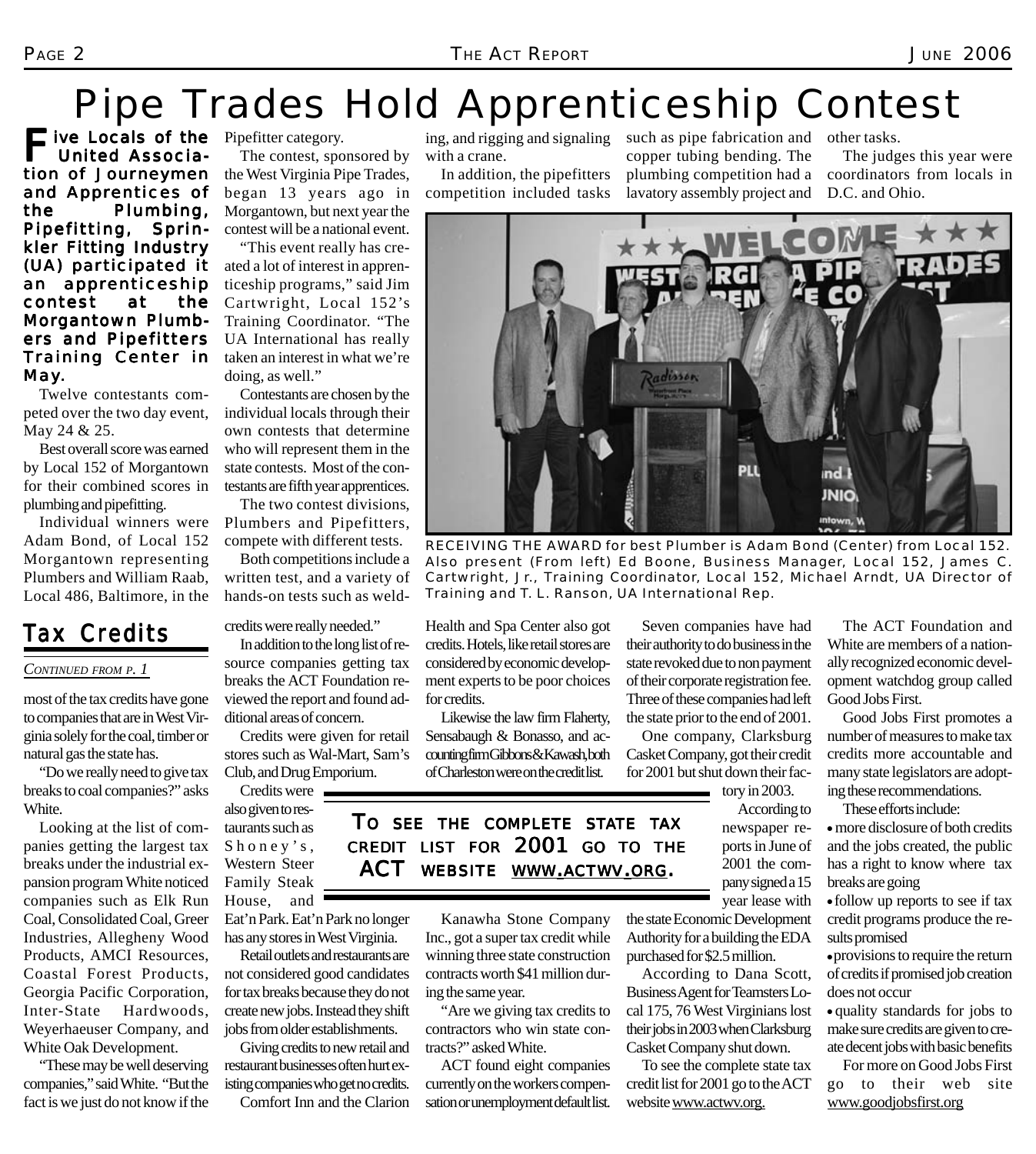# Pipe Trades Hold Apprenticeship Contest

**Five Locals of the United Association of Journeymen and Apprentices of the Plumbing, Pipefitting, Sprinkler Fitting Industry (UA) participated it an apprenticeship contest at the Morgantown Plumbers and Pipefitters Training Center in May.**

Twelve contestants competed over the two day event, May 24 & 25.

Best overall score was earned by Local 152 of Morgantown for their combined scores in plumbing and pipefitting.

Individual winners were Adam Bond, of Local 152 Morgantown representing Plumbers and William Raab, Local 486, Baltimore, in the Pipefitter category.

The contest, sponsored by the West Virginia Pipe Trades, began 13 years ago in Morgantown, but next year the contest will be a national event.

"This event really has created a lot of interest in apprenticeship programs," said Jim Cartwright, Local 152's Training Coordinator. "The UA International has really taken an interest in what we're doing, as well."

Contestants are chosen by the individual locals through their own contests that determine who will represent them in the state contests. Most of the contestants are fifth year apprentices.

The two contest divisions, Plumbers and Pipefitters, compete with different tests.

Both competitions include a written test, and a variety of hands-on tests such as welding, and rigging and signaling with a crane.

In addition, the pipefitters competition included tasks such as pipe fabrication and copper tubing bending. The plumbing competition had a lavatory assembly project and other tasks.

The judges this year were coordinators from locals in D.C. and Ohio.

RECEIVING THE AWARD for best Plumber is Adam Bond (Center) from Local 152. Also present (From left) Ed Boone, Business Manager, Local 152, James C. Cartwright, Jr., Training Coordinator, Local 152, Michael Arndt, UA Director of Training and T. L. Ranson, UA International Rep.

## Tax Credits

*Continued from p. 1*

most of the tax credits have gone to companies that are in West Virginia solely for the coal, timber or natural gas the state has.

"Do we really need to give tax breaks to coal companies?" asks White.

Looking at the list of companies getting the largest tax breaks under the industrial expansion program White noticed companies such as Elk Run Coal, Consolidated Coal, Greer Industries, Allegheny Wood Products, AMCI Resources, Coastal Forest Products, Georgia Pacific Corporation, Inter-State Hardwoods, Weyerhaeuser Company, and White Oak Development.

"These may be well deserving companies," said White. "But the fact is we just do not know if the credits were really needed."

In addition to the long list of resource companies getting tax breaks the ACT Foundation reviewed the report and found additional areas of concern.

Credits were given for retail stores such as Wal-Mart, Sam's Club, and Drug Emporium.

Credits were also given to restaurants such as Shoney's, Western Steer Family Steak House, and Eat'n Park. Eat'n Park no longer has any stores in West Virginia.

Retail outlets and restaurants are not considered good candidates for tax breaks because they do not create new jobs. Instead they shift jobs from older establishments.

Giving credits to new retail and restaurant businesses often hurt existing companies who get no credits.

Comfort Inn and the Clarion Health and Spa Center also got credits. Hotels, like retail stores are considered by economic development experts to be poor choices for credits.

Likewise the law firm Flaherty, Sensabaugh & Bonasso, and accounting firm Gibbons & Kawash, both of Charleston were on the credit list.

**To see the complete state tax credit list for 2001 go to the ACT website www.actwv.org.**

Kanawha Stone Company Inc., got a super tax credit while winning three state construction contracts worth \$41 million during the same year.

"Are we giving tax credits to contractors who win state contracts?" asked White.

ACT found eight companies currently on the workers compensation or unemployment default list.

Seven companies have had their authority to do business in the state revoked due to non payment of their corporate registration fee. Three of these companies had left the state prior to the end of 2001.

One company, Clarksburg Casket Company, got their credit for 2001 but shut down their factory in 2003.

According to newspaper reports in June of 2001 the company signed a 15 year lease with the state Economic Development Authority for a building the EDA purchased for \$2.5 million.

According to Dana Scott, Business Agent for Teamsters Local 175, 76 West Virginians lost their jobs in 2003 when Clarksburg Casket Company shut down.

To see the complete state tax credit list for 2001 go to the ACT website www.actwv.org.

The ACT Foundation and White are members of a nationally recognized economic development watchdog group called Good Jobs First.

Good Jobs First promotes a number of measures to make tax credits more accountable and many state legislators are adopting these recommendations.

These efforts include:

- more disclosure of both credits and the jobs created, the public has a right to know where tax breaks are going
- follow up reports to see if tax credit programs produce the results promised
- provisions to require the return of credits if promised job creation does not occur
- quality standards for jobs to make sure credits are given to create decent jobs with basic benefits

For more on Good Jobs First go to their web site www.goodjobsfirst.org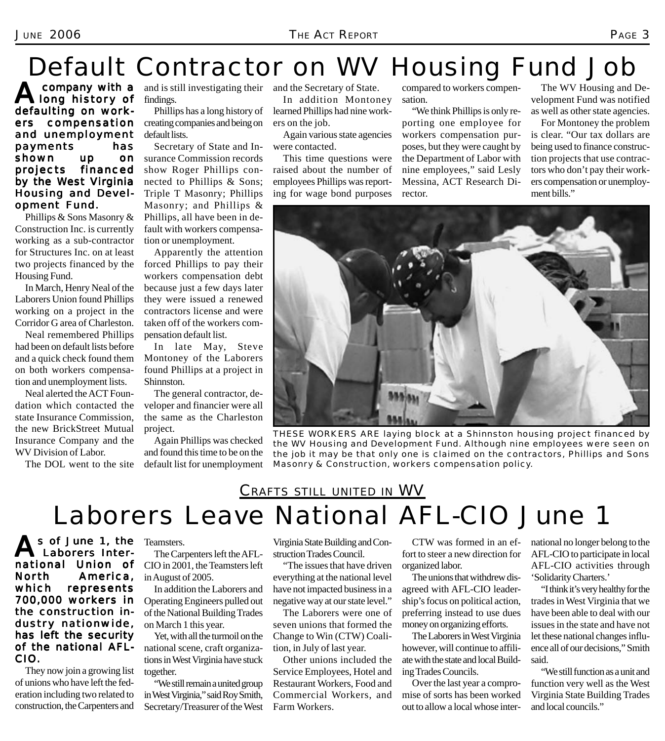# Default Contractor on WV Housing Fund Job

**A company with a long history of defaulting on workers compensation and unemployment payments has shown up on projects financed by the West Virginia Housing and Development Fund.**

Phillips & Sons Masonry & Construction Inc. is currently working as a sub-contractor for Structures Inc. on at least two projects financed by the Housing Fund.

In March, Henry Neal of the Laborers Union found Phillips working on a project in the Corridor G area of Charleston.

Neal remembered Phillips had been on default lists before and a quick check found them on both workers compensation and unemployment lists.

Neal alerted the ACT Foundation which contacted the state Insurance Commission, the new BrickStreet Mutual Insurance Company and the WV Division of Labor.

The DOL went to the site and is still investigating their findings.

Phillips has a long history of creating companies and being on default lists.

Secretary of State and Insurance Commission records show Roger Phillips connected to Phillips & Sons; Triple T Masonry; Phillips Masonry; and Phillips & Phillips, all have been in default with workers compensation or unemployment.

Apparently the attention forced Phillips to pay their workers compensation debt because just a few days later they were issued a renewed contractors license and were taken off of the workers compensation default list.

In late May, Steve Montoney of the Laborers found Phillips at a project in Shinnston.

The general contractor, developer and financier were all the same as the Charleston project.

Again Phillips was checked and found this time to be on the default list for unemployment and the Secretary of State.

In addition Montoney learned Phillips had nine workers on the job.

Again various state agencies were contacted.

This time questions were raised about the number of employees Phillips was reporting for wage bond purposes compared to workers compensation.

"We think Phillips is only reporting one employee for workers compensation purposes, but they were caught by the Department of Labor with nine employees," said Lesly Messina, ACT Research Director.

The WV Housing and Development Fund was notified as well as other state agencies.

For Montoney the problem is clear. "Our tax dollars are being used to finance construction projects that use contractors who don't pay their workers compensation or unemployment bills."

THESE WORKERS ARE laying block at a Shinnston housing project financed by the WV Housing and Development Fund. Although nine employees were seen on the job it may be that only one is claimed on the contractors, Phillips and Sons Masonry & Construction, workers compensation policy.

CRAFTS STILL UNITED IN WV

# Laborers Leave National AFL-CIO June 1

**As of June 1, the Laborers International Union of North America, which represents 700,000 workers in the construction industry nationwide, has left the security of the national AFL-CIO.**

They now join a growing list of unions who have left the federation including two related to construction, the Carpenters and Teamsters.

The Carpenters left the AFL-CIO in 2001, the Teamsters left in August of 2005.

In addition the Laborers and Operating Engineers pulled out of the National Building Trades on March 1 this year.

Yet, with all the turmoil on the national scene, craft organizations in West Virginia have stuck together.

"We still remain a united group in West Virginia," said Roy Smith, Secretary/Treasurer of the West Virginia State Building and Construction Trades Council.

"The issues that have driven everything at the national level have not impacted business in a negative way at our state level."

The Laborers were one of seven unions that formed the Change to Win (CTW) Coalition, in July of last year.

Other unions included the Service Employees, Hotel and Restaurant Workers, Food and Commercial Workers, and Farm Workers.

CTW was formed in an effort to steer a new direction for organized labor.

The unions that withdrew disagreed with AFL-CIO leadership's focus on political action, preferring instead to use dues money on organizing efforts.

The Laborers in West Virginia however, will continue to affiliate with the state and local Building Trades Councils.

Over the last year a compromise of sorts has been worked out to allow a local whose international no longer belong to the AFL-CIO to participate in local AFL-CIO activities through 'Solidarity Charters.'

"I think it's very healthy for the trades in West Virginia that we have been able to deal with our issues in the state and have not let these national changes influence all of our decisions," Smith said.

"We still function as a unit and function very well as the West Virginia State Building Trades and local councils."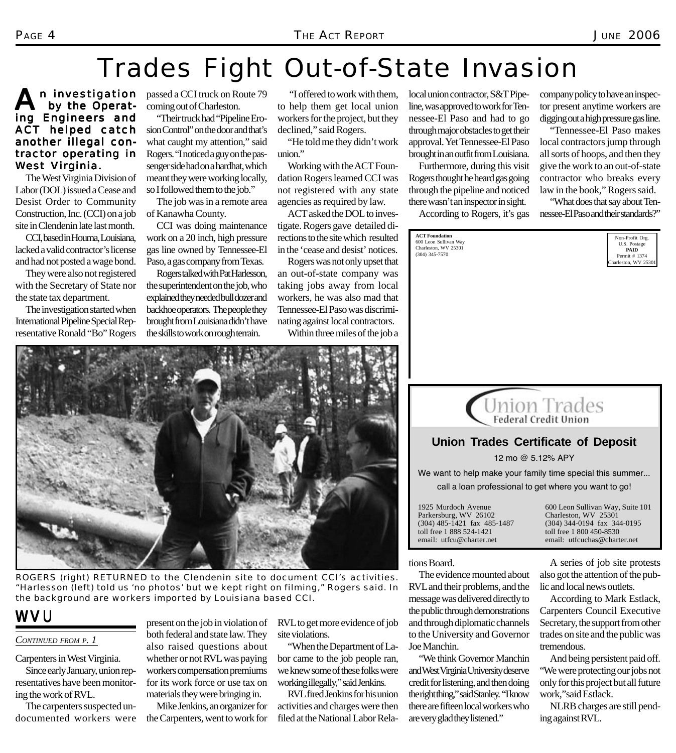# Trades Fight Out-of-State Invasion

**An investigation by the Operating Engineers and ACT helped catch another illegal contractor operating in West Virginia.**

The West Virginia Division of Labor (DOL) issued a Cease and Desist Order to Community Construction, Inc. (CCI) on a job site in Clendenin late last month.

CCI, based in Houma, Louisiana, lacked a valid contractor's license and had not posted a wage bond.

They were also not registered with the Secretary of State nor the state tax department.

The investigation started when International Pipeline Special Representative Ronald "Bo" Rogers passed a CCI truck on Route 79 coming out of Charleston.

"Their truck had "Pipeline Erosion Control" on the door and that's what caught my attention," said Rogers. "I noticed a guy on the passenger side had on a hardhat, which meant they were working locally, so I followed them to the job."

The job was in a remote area of Kanawha County.

CCI was doing maintenance work on a 20 inch, high pressure gas line owned by Tennessee-El Paso, a gas company from Texas.

Rogers talked with Pat Harlesson, the superintendent on the job, who explained they needed bulldozer and backhoe operators. The people they brought from Louisiana didn't have the skills to work on rough terrain.

"I offered to work with them, to help them get local union workers for the project, but they declined," said Rogers.

"He told me they didn't work union."

Working with the ACT Foundation Rogers learned CCI was not registered with any state agencies as required by law.

ACT asked the DOL to investigate. Rogers gave detailed directions to the site which resulted in the 'cease and desist' notices.

Rogers was not only upset that an out-of-state company was taking jobs away from local workers, he was also mad that Tennessee-El Paso was discriminating against local contractors.

Within three miles of the job a local union contractor, S&T Pipeline, was approved to work for Tennessee-El Paso and had to go through major obstacles to get their approval. Yet Tennessee-El Paso brought in an outfit from Louisiana.

Furthermore, during this visit Rogers thought he heard gas going through the pipeline and noticed there wasn't an inspector in sight.

According to Rogers, it's gas company policy to have an inspector present anytime workers are digging out a high pressure gas line.

"Tennessee-El Paso makes local contractors jump through all sorts of hoops, and then they give the work to an out-of-state contractor who breaks every law in the book," Rogers said.

"What does that say about Tennessee-El Paso and their standards?"

ROGERS (right) RETURNED to the Clendenin site to document CCI's activities. "Harlesson (left) told us 'no photos' but we kept right on filming," Rogers said. In the background are workers imported by Louisiana based CCI.

ACT Foundation
600 Leon Sullivan Way
Charleston, WV 25301
(304) 345-7570

Non-Profit Org.
U.S. Postage
**PAID**
Permit # 1374
Charleston, WV 25301

Union Trades
Federal Credit Union

**Union Trades Certificate of Deposit**

12 mo @ 5.12% APY

We want to help make your family time special this summer...
call a loan professional to get where you want to go!

1925 Murdoch Avenue
Parkersburg, WV 26102
(304) 485-1421 fax 485-1487
toll free 1 888 524-1421
email: utfcu@charter.net

600 Leon Sullivan Way, Suite 101
Charleston, WV 25301
(304) 344-0194 fax 344-0195
toll free 1 800 450-8530
email: utfcuchas@charter.net

## WVU

*CONTINUED FROM P. 1*

Carpenters in West Virginia.

Since early January, union representatives have been monitoring the work of RVL.

The carpenters suspected undocumented workers were present on the job in violation of both federal and state law. They also raised questions about whether or not RVL was paying workers compensation premiums for its work force or use tax on materials they were bringing in.

Mike Jenkins, an organizer for the Carpenters, went to work for RVL to get more evidence of job site violations.

"When the Department of Labor came to the job people ran, we knew some of these folks were working illegally," said Jenkins.

RVL fired Jenkins for his union activities and charges were then filed at the National Labor Relations Board.

The evidence mounted about RVL and their problems, and the message was delivered directly to the public through demonstrations and through diplomatic channels to the University and Governor Joe Manchin.

"We think Governor Manchin and West Virginia University deserve credit for listening, and then doing the right thing," said Stanley. "I know there are fifteen local workers who are very glad they listened."

A series of job site protests also got the attention of the public and local news outlets.

According to Mark Estlack, Carpenters Council Executive Secretary, the support from other trades on site and the public was tremendous.

And being persistent paid off. "We were protecting our jobs not only for this project but all future work," said Estlack.

NLRB charges are still pending against RVL.